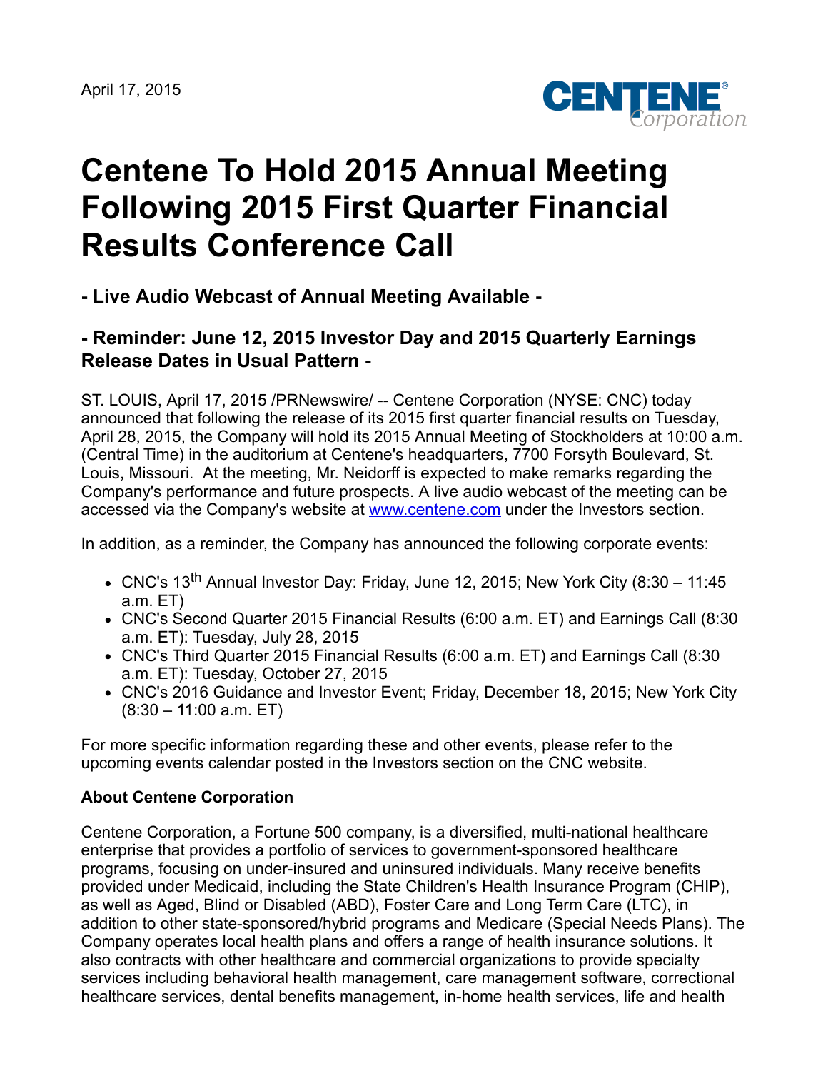April 17, 2015

# Centene To Hold 2015 Annual Meeting Following 2015 First Quarter Financial Results Conference Call

## - Live Audio Webcast of Annual Meeting Available -

## - Reminder: June 12, 2015 Investor Day and 2015 Quarterly Earnings Release Dates in Usual Pattern -

ST. LOUIS, April 17, 2015 /PRNewswire/ -- Centene Corporation (NYSE: CNC) today announced that following the release of its 2015 first quarter financial results on Tuesday, April 28, 2015, the Company will hold its 2015 Annual Meeting of Stockholders at 10:00 a.m. (Central Time) in the auditorium at Centene's headquarters, 7700 Forsyth Boulevard, St. Louis, Missouri. At the meeting, Mr. Neidorff is expected to make remarks regarding the Company's performance and future prospects. A live audio webcast of the meeting can be accessed via the Company's website at www.centene.com under the Investors section.

In addition, as a reminder, the Company has announced the following corporate events:

- CNC's 13th Annual Investor Day: Friday, June 12, 2015; New York City (8:30 – 11:45 a.m. ET)
- CNC's Second Quarter 2015 Financial Results (6:00 a.m. ET) and Earnings Call (8:30 a.m. ET): Tuesday, July 28, 2015
- CNC's Third Quarter 2015 Financial Results (6:00 a.m. ET) and Earnings Call (8:30 a.m. ET): Tuesday, October 27, 2015
- CNC's 2016 Guidance and Investor Event; Friday, December 18, 2015; New York City (8:30 – 11:00 a.m. ET)

For more specific information regarding these and other events, please refer to the upcoming events calendar posted in the Investors section on the CNC website.

**About Centene Corporation**

Centene Corporation, a Fortune 500 company, is a diversified, multi-national healthcare enterprise that provides a portfolio of services to government-sponsored healthcare programs, focusing on under-insured and uninsured individuals. Many receive benefits provided under Medicaid, including the State Children's Health Insurance Program (CHIP), as well as Aged, Blind or Disabled (ABD), Foster Care and Long Term Care (LTC), in addition to other state-sponsored/hybrid programs and Medicare (Special Needs Plans). The Company operates local health plans and offers a range of health insurance solutions. It also contracts with other healthcare and commercial organizations to provide specialty services including behavioral health management, care management software, correctional healthcare services, dental benefits management, in-home health services, life and health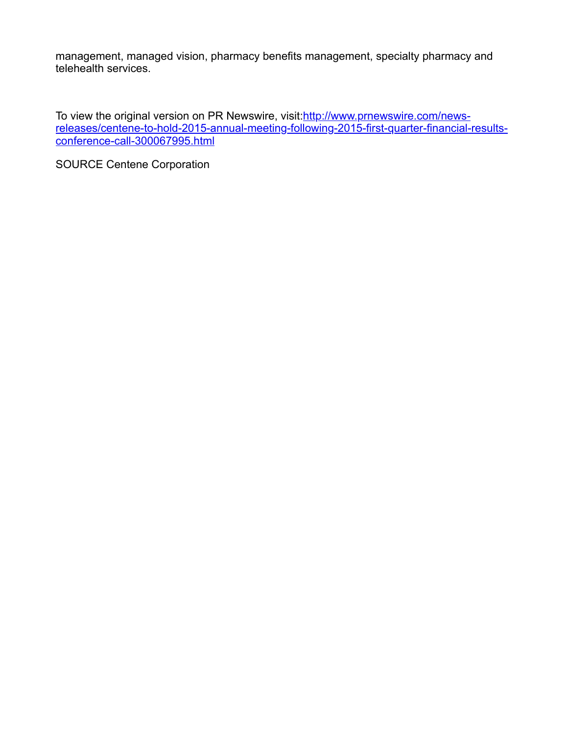management, managed vision, pharmacy benefits management, specialty pharmacy and telehealth services.

To view the original version on PR Newswire, visit:[http://www.prnewswire.com/news-releases/centene-to-hold-2015-annual-meeting-following-2015-first-quarter-financial-results-conference-call-300067995.html](http://www.prnewswire.com/news-releases/centene-to-hold-2015-annual-meeting-following-2015-first-quarter-financial-results-conference-call-300067995.html)

SOURCE Centene Corporation